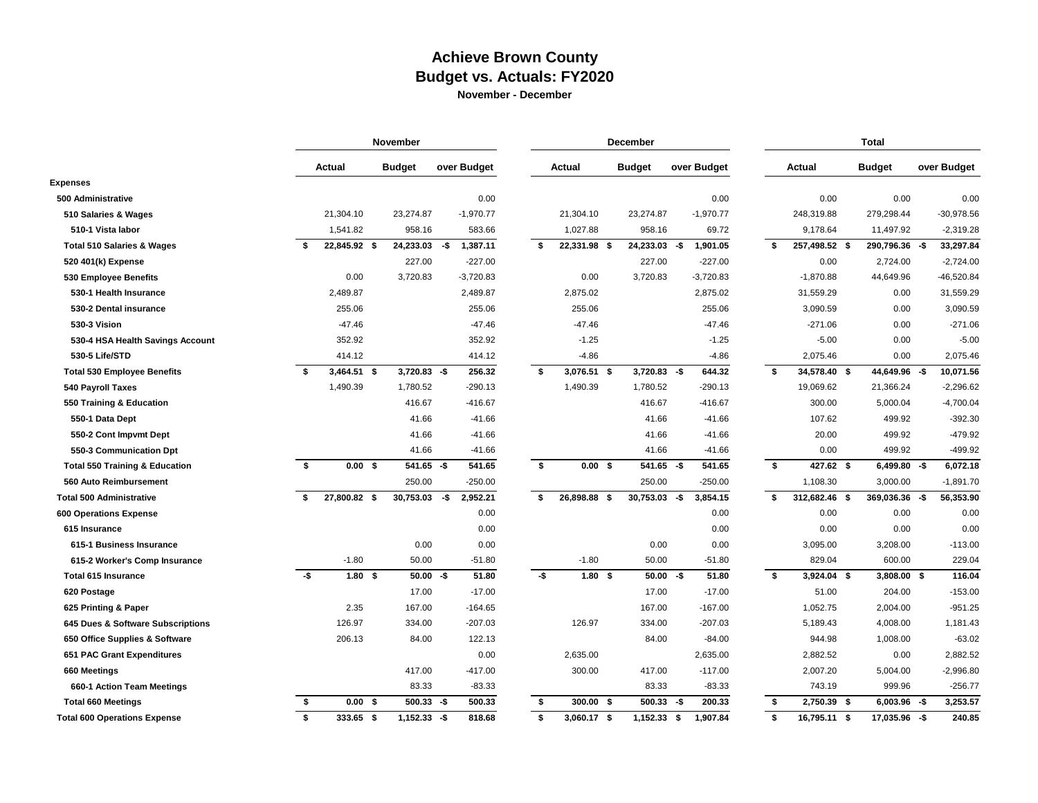# Achieve Brown County

## Budget vs. Actuals: FY2020

**November - December**

| | November | | | December | | | Total | | |
|---|---|---|---|---|---|---|---|---|---|
| | Actual | Budget | over Budget | Actual | Budget | over Budget | Actual | Budget | over Budget |
| **Expenses** | | | | | | | | | |
| **500 Administrative** | | | 0.00 | | | 0.00 | 0.00 | 0.00 | 0.00 |
| **510 Salaries & Wages** | 21,304.10 | 23,274.87 | -1,970.77 | 21,304.10 | 23,274.87 | -1,970.77 | 248,319.88 | 279,298.44 | -30,978.56 |
| **510-1 Vista labor** | 1,541.82 | 958.16 | 583.66 | 1,027.88 | 958.16 | 69.72 | 9,178.64 | 11,497.92 | -2,319.28 |
| **Total 510 Salaries & Wages** | **$ 22,845.92** | **$ 24,233.03** | **-$ 1,387.11** | **$ 22,331.98** | **$ 24,233.03** | **-$ 1,901.05** | **$ 257,498.52** | **$ 290,796.36** | **-$ 33,297.84** |
| **520 401(k) Expense** | | 227.00 | -227.00 | | 227.00 | -227.00 | 0.00 | 2,724.00 | -2,724.00 |
| **530 Employee Benefits** | 0.00 | 3,720.83 | -3,720.83 | 0.00 | 3,720.83 | -3,720.83 | -1,870.88 | 44,649.96 | -46,520.84 |
| **530-1 Health Insurance** | 2,489.87 | | 2,489.87 | 2,875.02 | | 2,875.02 | 31,559.29 | 0.00 | 31,559.29 |
| **530-2 Dental insurance** | 255.06 | | 255.06 | 255.06 | | 255.06 | 3,090.59 | 0.00 | 3,090.59 |
| **530-3 Vision** | -47.46 | | -47.46 | -47.46 | | -47.46 | -271.06 | 0.00 | -271.06 |
| **530-4 HSA Health Savings Account** | 352.92 | | 352.92 | -1.25 | | -1.25 | -5.00 | 0.00 | -5.00 |
| **530-5 Life/STD** | 414.12 | | 414.12 | -4.86 | | -4.86 | 2,075.46 | 0.00 | 2,075.46 |
| **Total 530 Employee Benefits** | **$ 3,464.51** | **$ 3,720.83** | **-$ 256.32** | **$ 3,076.51** | **$ 3,720.83** | **-$ 644.32** | **$ 34,578.40** | **$ 44,649.96** | **-$ 10,071.56** |
| **540 Payroll Taxes** | 1,490.39 | 1,780.52 | -290.13 | 1,490.39 | 1,780.52 | -290.13 | 19,069.62 | 21,366.24 | -2,296.62 |
| **550 Training & Education** | | 416.67 | -416.67 | | 416.67 | -416.67 | 300.00 | 5,000.04 | -4,700.04 |
| **550-1 Data Dept** | | 41.66 | -41.66 | | 41.66 | -41.66 | 107.62 | 499.92 | -392.30 |
| **550-2 Cont Impvmt Dept** | | 41.66 | -41.66 | | 41.66 | -41.66 | 20.00 | 499.92 | -479.92 |
| **550-3 Communication Dpt** | | 41.66 | -41.66 | | 41.66 | -41.66 | 0.00 | 499.92 | -499.92 |
| **Total 550 Training & Education** | **$ 0.00** | **$ 541.65** | **-$ 541.65** | **$ 0.00** | **$ 541.65** | **-$ 541.65** | **$ 427.62** | **$ 6,499.80** | **-$ 6,072.18** |
| **560 Auto Reimbursement** | | 250.00 | -250.00 | | 250.00 | -250.00 | 1,108.30 | 3,000.00 | -1,891.70 |
| **Total 500 Administrative** | **$ 27,800.82** | **$ 30,753.03** | **-$ 2,952.21** | **$ 26,898.88** | **$ 30,753.03** | **-$ 3,854.15** | **$ 312,682.46** | **$ 369,036.36** | **-$ 56,353.90** |
| **600 Operations Expense** | | | 0.00 | | | 0.00 | 0.00 | 0.00 | 0.00 |
| **615 Insurance** | | | 0.00 | | | 0.00 | 0.00 | 0.00 | 0.00 |
| **615-1 Business Insurance** | | 0.00 | 0.00 | | 0.00 | 0.00 | 3,095.00 | 3,208.00 | -113.00 |
| **615-2 Worker's Comp Insurance** | -1.80 | 50.00 | -51.80 | -1.80 | 50.00 | -51.80 | 829.04 | 600.00 | 229.04 |
| **Total 615 Insurance** | **-$ 1.80** | **$ 50.00** | **-$ 51.80** | **-$ 1.80** | **$ 50.00** | **-$ 51.80** | **$ 3,924.04** | **$ 3,808.00** | **$ 116.04** |
| **620 Postage** | | 17.00 | -17.00 | | 17.00 | -17.00 | 51.00 | 204.00 | -153.00 |
| **625 Printing & Paper** | 2.35 | 167.00 | -164.65 | | 167.00 | -167.00 | 1,052.75 | 2,004.00 | -951.25 |
| **645 Dues & Software Subscriptions** | 126.97 | 334.00 | -207.03 | 126.97 | 334.00 | -207.03 | 5,189.43 | 4,008.00 | 1,181.43 |
| **650 Office Supplies & Software** | 206.13 | 84.00 | 122.13 | | 84.00 | -84.00 | 944.98 | 1,008.00 | -63.02 |
| **651 PAC Grant Expenditures** | | | 0.00 | 2,635.00 | | 2,635.00 | 2,882.52 | 0.00 | 2,882.52 |
| **660 Meetings** | | 417.00 | -417.00 | 300.00 | 417.00 | -117.00 | 2,007.20 | 5,004.00 | -2,996.80 |
| **660-1 Action Team Meetings** | | 83.33 | -83.33 | | 83.33 | -83.33 | 743.19 | 999.96 | -256.77 |
| **Total 660 Meetings** | **$ 0.00** | **$ 500.33** | **-$ 500.33** | **$ 300.00** | **$ 500.33** | **-$ 200.33** | **$ 2,750.39** | **$ 6,003.96** | **-$ 3,253.57** |
| **Total 600 Operations Expense** | **$ 333.65** | **$ 1,152.33** | **-$ 818.68** | **$ 3,060.17** | **$ 1,152.33** | **$ 1,907.84** | **$ 16,795.11** | **$ 17,035.96** | **-$ 240.85** |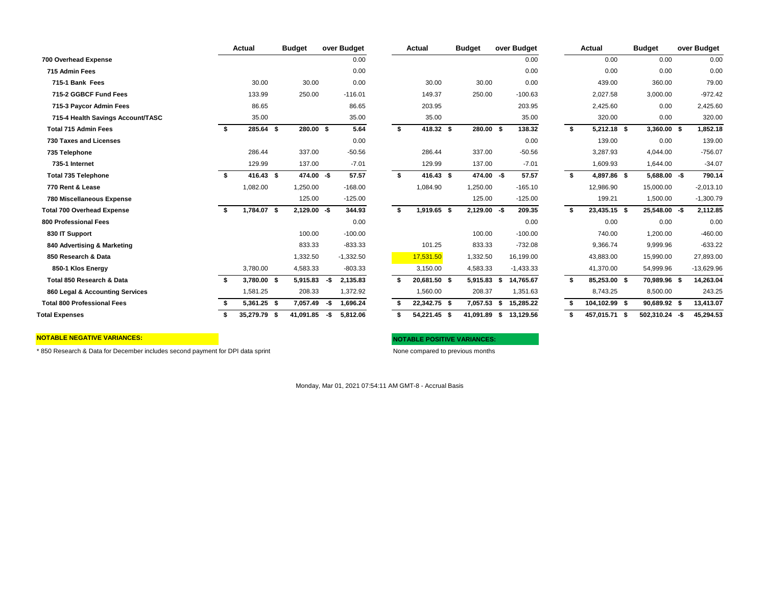| | Actual | Budget | over Budget | Actual | Budget | over Budget | Actual | Budget | over Budget |
|---|---|---|---|---|---|---|---|---|---|
| **700 Overhead Expense** | | | 0.00 | | | 0.00 | 0.00 | 0.00 | 0.00 |
| **715 Admin Fees** | | | 0.00 | | | 0.00 | 0.00 | 0.00 | 0.00 |
| **715-1 Bank Fees** | 30.00 | 30.00 | 0.00 | 30.00 | 30.00 | 0.00 | 439.00 | 360.00 | 79.00 |
| **715-2 GGBCF Fund Fees** | 133.99 | 250.00 | -116.01 | 149.37 | 250.00 | -100.63 | 2,027.58 | 3,000.00 | -972.42 |
| **715-3 Paycor Admin Fees** | 86.65 | | 86.65 | 203.95 | | 203.95 | 2,425.60 | 0.00 | 2,425.60 |
| **715-4 Health Savings Account/TASC** | 35.00 | | 35.00 | 35.00 | | 35.00 | 320.00 | 0.00 | 320.00 |
| **Total 715 Admin Fees** | **$ 285.64** | **$ 280.00** | **$ 5.64** | **$ 418.32** | **$ 280.00** | **$ 138.32** | **$ 5,212.18** | **$ 3,360.00** | **$ 1,852.18** |
| **730 Taxes and Licenses** | | | 0.00 | | | 0.00 | 139.00 | 0.00 | 139.00 |
| **735 Telephone** | 286.44 | 337.00 | -50.56 | 286.44 | 337.00 | -50.56 | 3,287.93 | 4,044.00 | -756.07 |
| **735-1 Internet** | 129.99 | 137.00 | -7.01 | 129.99 | 137.00 | -7.01 | 1,609.93 | 1,644.00 | -34.07 |
| **Total 735 Telephone** | **$ 416.43** | **$ 474.00** | **-$ 57.57** | **$ 416.43** | **$ 474.00** | **-$ 57.57** | **$ 4,897.86** | **$ 5,688.00** | **-$ 790.14** |
| **770 Rent & Lease** | 1,082.00 | 1,250.00 | -168.00 | 1,084.90 | 1,250.00 | -165.10 | 12,986.90 | 15,000.00 | -2,013.10 |
| **780 Miscellaneous Expense** | | 125.00 | -125.00 | | 125.00 | -125.00 | 199.21 | 1,500.00 | -1,300.79 |
| **Total 700 Overhead Expense** | **$ 1,784.07** | **$ 2,129.00** | **-$ 344.93** | **$ 1,919.65** | **$ 2,129.00** | **-$ 209.35** | **$ 23,435.15** | **$ 25,548.00** | **-$ 2,112.85** |
| **800 Professional Fees** | | | 0.00 | | | 0.00 | 0.00 | 0.00 | 0.00 |
| **830 IT Support** | | 100.00 | -100.00 | | 100.00 | -100.00 | 740.00 | 1,200.00 | -460.00 |
| **840 Advertising & Marketing** | | 833.33 | -833.33 | 101.25 | 833.33 | -732.08 | 9,366.74 | 9,999.96 | -633.22 |
| **850 Research & Data** | | 1,332.50 | -1,332.50 | 17,531.50 | 1,332.50 | 16,199.00 | 43,883.00 | 15,990.00 | 27,893.00 |
| **850-1 Klos Energy** | 3,780.00 | 4,583.33 | -803.33 | 3,150.00 | 4,583.33 | -1,433.33 | 41,370.00 | 54,999.96 | -13,629.96 |
| **Total 850 Research & Data** | **$ 3,780.00** | **$ 5,915.83** | **-$ 2,135.83** | **$ 20,681.50** | **$ 5,915.83** | **$ 14,765.67** | **$ 85,253.00** | **$ 70,989.96** | **$ 14,263.04** |
| **860 Legal & Accounting Services** | 1,581.25 | 208.33 | 1,372.92 | 1,560.00 | 208.37 | 1,351.63 | 8,743.25 | 8,500.00 | 243.25 |
| **Total 800 Professional Fees** | **$ 5,361.25** | **$ 7,057.49** | **-$ 1,696.24** | **$ 22,342.75** | **$ 7,057.53** | **$ 15,285.22** | **$ 104,102.99** | **$ 90,689.92** | **$ 13,413.07** |
| **Total Expenses** | **$ 35,279.79** | **$ 41,091.85** | **-$ 5,812.06** | **$ 54,221.45** | **$ 41,091.89** | **$ 13,129.56** | **$ 457,015.71** | **$ 502,310.24** | **-$ 45,294.53** |

**NOTABLE NEGATIVE VARIANCES:**

* 850 Research & Data for December includes second payment for DPI data sprint

**NOTABLE POSITIVE VARIANCES:**

None compared to previous months

Monday, Mar 01, 2021 07:54:11 AM GMT-8 - Accrual Basis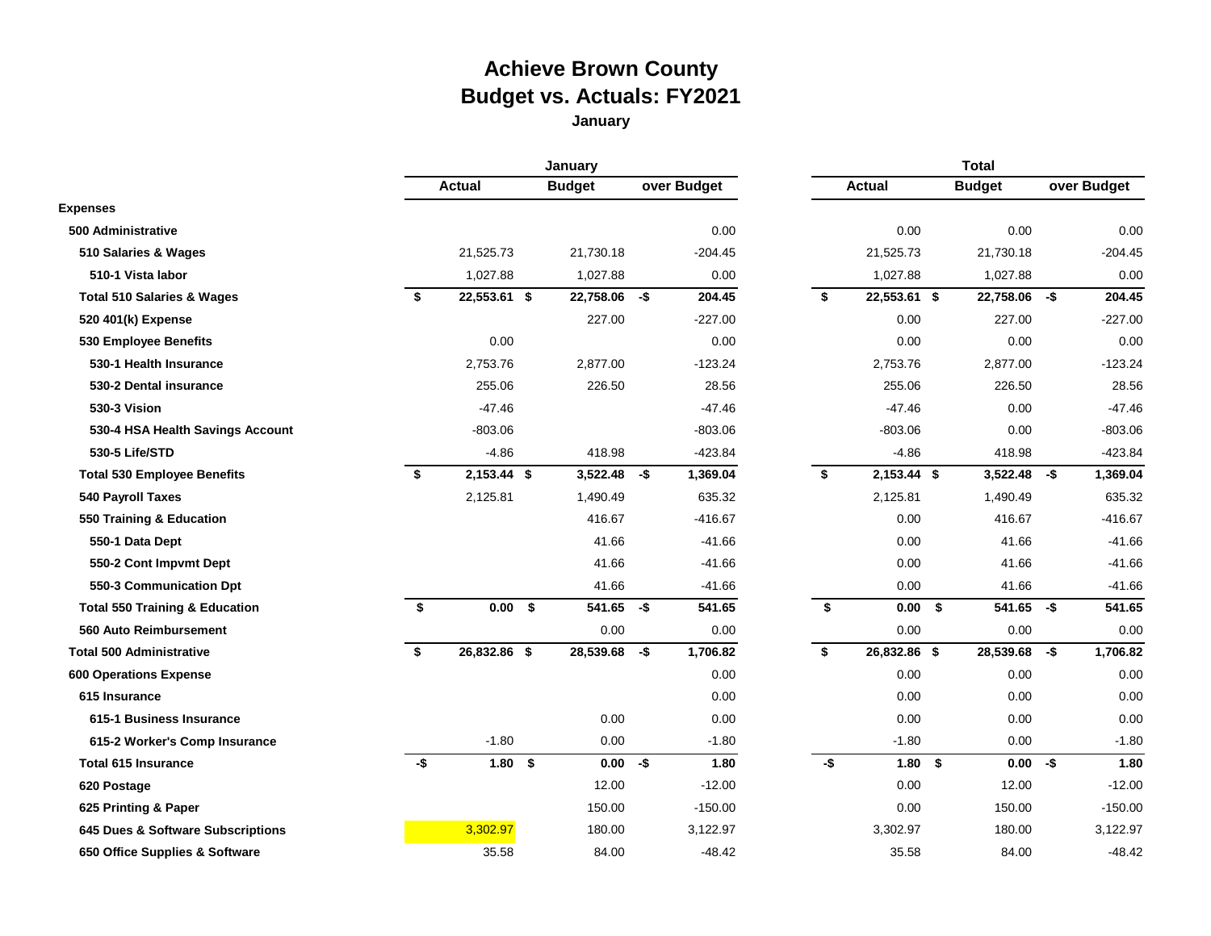# Achieve Brown County
## Budget vs. Actuals: FY2021
**January**

| | January | | | Total | | |
|---|---|---|---|---|---|---|
| | Actual | Budget | over Budget | Actual | Budget | over Budget |
| **Expenses** | | | | | | |
| **500 Administrative** | | | 0.00 | 0.00 | 0.00 | 0.00 |
| **510 Salaries & Wages** | 21,525.73 | 21,730.18 | -204.45 | 21,525.73 | 21,730.18 | -204.45 |
| **510-1 Vista labor** | 1,027.88 | 1,027.88 | 0.00 | 1,027.88 | 1,027.88 | 0.00 |
| **Total 510 Salaries & Wages** | **$ 22,553.61** | **$ 22,758.06** | **-$ 204.45** | **$ 22,553.61** | **$ 22,758.06** | **-$ 204.45** |
| **520 401(k) Expense** | | 227.00 | -227.00 | 0.00 | 227.00 | -227.00 |
| **530 Employee Benefits** | 0.00 | | 0.00 | 0.00 | 0.00 | 0.00 |
| **530-1 Health Insurance** | 2,753.76 | 2,877.00 | -123.24 | 2,753.76 | 2,877.00 | -123.24 |
| **530-2 Dental insurance** | 255.06 | 226.50 | 28.56 | 255.06 | 226.50 | 28.56 |
| **530-3 Vision** | -47.46 | | -47.46 | -47.46 | 0.00 | -47.46 |
| **530-4 HSA Health Savings Account** | -803.06 | | -803.06 | -803.06 | 0.00 | -803.06 |
| **530-5 Life/STD** | -4.86 | 418.98 | -423.84 | -4.86 | 418.98 | -423.84 |
| **Total 530 Employee Benefits** | **$ 2,153.44** | **$ 3,522.48** | **-$ 1,369.04** | **$ 2,153.44** | **$ 3,522.48** | **-$ 1,369.04** |
| **540 Payroll Taxes** | 2,125.81 | 1,490.49 | 635.32 | 2,125.81 | 1,490.49 | 635.32 |
| **550 Training & Education** | | 416.67 | -416.67 | 0.00 | 416.67 | -416.67 |
| **550-1 Data Dept** | | 41.66 | -41.66 | 0.00 | 41.66 | -41.66 |
| **550-2 Cont Impvmt Dept** | | 41.66 | -41.66 | 0.00 | 41.66 | -41.66 |
| **550-3 Communication Dpt** | | 41.66 | -41.66 | 0.00 | 41.66 | -41.66 |
| **Total 550 Training & Education** | **$ 0.00** | **$ 541.65** | **-$ 541.65** | **$ 0.00** | **$ 541.65** | **-$ 541.65** |
| **560 Auto Reimbursement** | | 0.00 | 0.00 | 0.00 | 0.00 | 0.00 |
| **Total 500 Administrative** | **$ 26,832.86** | **$ 28,539.68** | **-$ 1,706.82** | **$ 26,832.86** | **$ 28,539.68** | **-$ 1,706.82** |
| **600 Operations Expense** | | | 0.00 | 0.00 | 0.00 | 0.00 |
| **615 Insurance** | | | 0.00 | 0.00 | 0.00 | 0.00 |
| **615-1 Business Insurance** | | 0.00 | 0.00 | 0.00 | 0.00 | 0.00 |
| **615-2 Worker's Comp Insurance** | -1.80 | 0.00 | -1.80 | -1.80 | 0.00 | -1.80 |
| **Total 615 Insurance** | **-$ 1.80** | **$ 0.00** | **-$ 1.80** | **-$ 1.80** | **$ 0.00** | **-$ 1.80** |
| **620 Postage** | | 12.00 | -12.00 | 0.00 | 12.00 | -12.00 |
| **625 Printing & Paper** | | 150.00 | -150.00 | 0.00 | 150.00 | -150.00 |
| **645 Dues & Software Subscriptions** | 3,302.97 | 180.00 | 3,122.97 | 3,302.97 | 180.00 | 3,122.97 |
| **650 Office Supplies & Software** | 35.58 | 84.00 | -48.42 | 35.58 | 84.00 | -48.42 |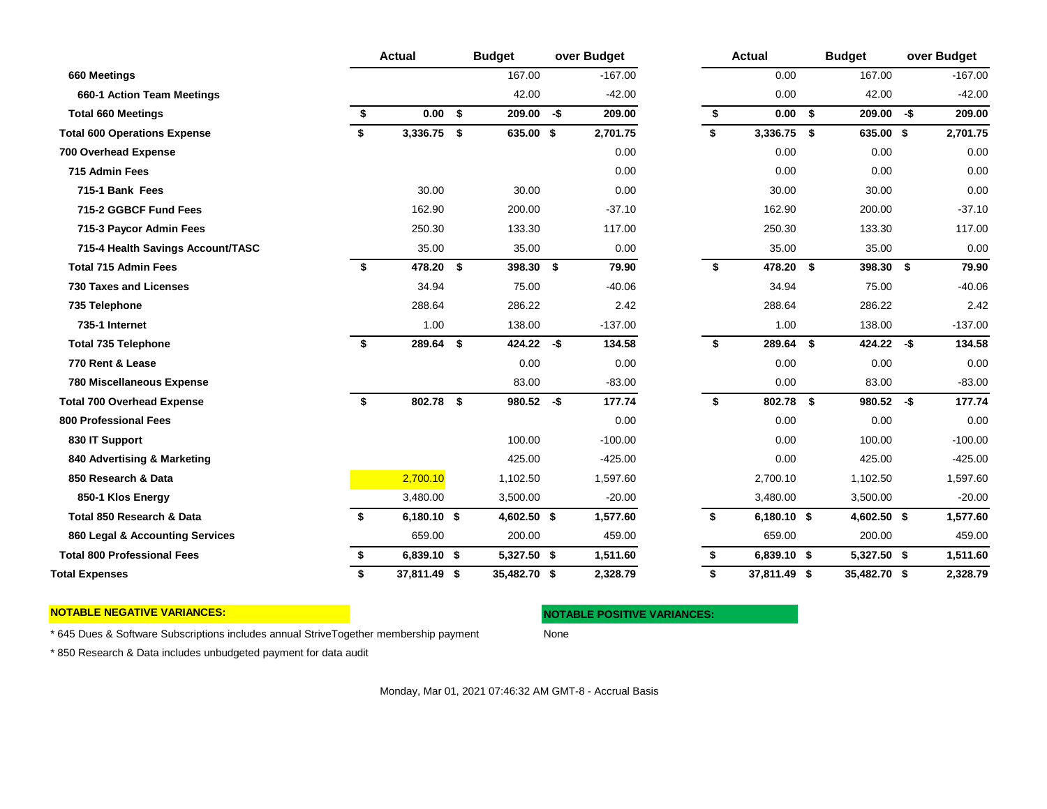| | Actual | Budget | over Budget | Actual | Budget | over Budget |
|---|---|---|---|---|---|---|
| **660 Meetings** | | 167.00 | -167.00 | 0.00 | 167.00 | -167.00 |
| **660-1 Action Team Meetings** | | 42.00 | -42.00 | 0.00 | 42.00 | -42.00 |
| **Total 660 Meetings** | **$ 0.00** | **$ 209.00** | **-$ 209.00** | **$ 0.00** | **$ 209.00** | **-$ 209.00** |
| **Total 600 Operations Expense** | **$ 3,336.75** | **$ 635.00** | **$ 2,701.75** | **$ 3,336.75** | **$ 635.00** | **$ 2,701.75** |
| **700 Overhead Expense** | | | 0.00 | 0.00 | 0.00 | 0.00 |
| **715 Admin Fees** | | | 0.00 | 0.00 | 0.00 | 0.00 |
| **715-1 Bank Fees** | 30.00 | 30.00 | 0.00 | 30.00 | 30.00 | 0.00 |
| **715-2 GGBCF Fund Fees** | 162.90 | 200.00 | -37.10 | 162.90 | 200.00 | -37.10 |
| **715-3 Paycor Admin Fees** | 250.30 | 133.30 | 117.00 | 250.30 | 133.30 | 117.00 |
| **715-4 Health Savings Account/TASC** | 35.00 | 35.00 | 0.00 | 35.00 | 35.00 | 0.00 |
| **Total 715 Admin Fees** | **$ 478.20** | **$ 398.30** | **$ 79.90** | **$ 478.20** | **$ 398.30** | **$ 79.90** |
| **730 Taxes and Licenses** | 34.94 | 75.00 | -40.06 | 34.94 | 75.00 | -40.06 |
| **735 Telephone** | 288.64 | 286.22 | 2.42 | 288.64 | 286.22 | 2.42 |
| **735-1 Internet** | 1.00 | 138.00 | -137.00 | 1.00 | 138.00 | -137.00 |
| **Total 735 Telephone** | **$ 289.64** | **$ 424.22** | **-$ 134.58** | **$ 289.64** | **$ 424.22** | **-$ 134.58** |
| **770 Rent & Lease** | | 0.00 | 0.00 | 0.00 | 0.00 | 0.00 |
| **780 Miscellaneous Expense** | | 83.00 | -83.00 | 0.00 | 83.00 | -83.00 |
| **Total 700 Overhead Expense** | **$ 802.78** | **$ 980.52** | **-$ 177.74** | **$ 802.78** | **$ 980.52** | **-$ 177.74** |
| **800 Professional Fees** | | | 0.00 | 0.00 | 0.00 | 0.00 |
| **830 IT Support** | | 100.00 | -100.00 | 0.00 | 100.00 | -100.00 |
| **840 Advertising & Marketing** | | 425.00 | -425.00 | 0.00 | 425.00 | -425.00 |
| **850 Research & Data** | 2,700.10 | 1,102.50 | 1,597.60 | 2,700.10 | 1,102.50 | 1,597.60 |
| **850-1 Klos Energy** | 3,480.00 | 3,500.00 | -20.00 | 3,480.00 | 3,500.00 | -20.00 |
| **Total 850 Research & Data** | **$ 6,180.10** | **$ 4,602.50** | **$ 1,577.60** | **$ 6,180.10** | **$ 4,602.50** | **$ 1,577.60** |
| **860 Legal & Accounting Services** | 659.00 | 200.00 | 459.00 | 659.00 | 200.00 | 459.00 |
| **Total 800 Professional Fees** | **$ 6,839.10** | **$ 5,327.50** | **$ 1,511.60** | **$ 6,839.10** | **$ 5,327.50** | **$ 1,511.60** |
| **Total Expenses** | **$ 37,811.49** | **$ 35,482.70** | **$ 2,328.79** | **$ 37,811.49** | **$ 35,482.70** | **$ 2,328.79** |

**NOTABLE NEGATIVE VARIANCES:**

* 645 Dues & Software Subscriptions includes annual StriveTogether membership payment
* 850 Research & Data includes unbudgeted payment for data audit

**NOTABLE POSITIVE VARIANCES:**

None

Monday, Mar 01, 2021 07:46:32 AM GMT-8 - Accrual Basis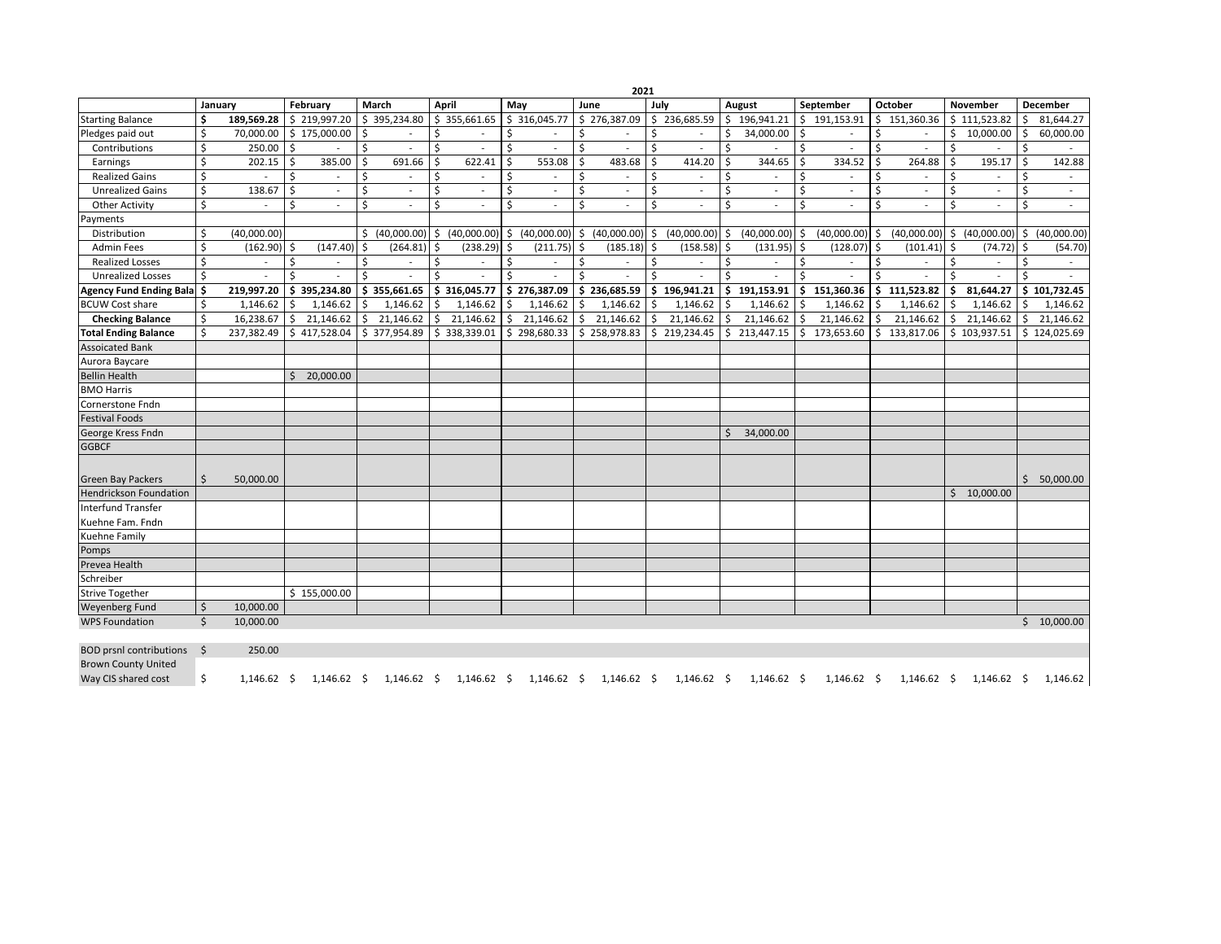| | 2021 | | | | | | | | | | | |
|---|---|---|---|---|---|---|---|---|---|---|---|---|
| | January | February | March | April | May | June | July | August | September | October | November | December |
| Starting Balance | **$ 189,569.28** | $ 219,997.20 | $ 395,234.80 | $ 355,661.65 | $ 316,045.77 | $ 276,387.09 | $ 236,685.59 | $ 196,941.21 | $ 191,153.91 | $ 151,360.36 | $ 111,523.82 | $ 81,644.27 |
| Pledges paid out | $ 70,000.00 | $ 175,000.00 | $ - | $ - | $ - | $ - | $ - | $ 34,000.00 | $ - | $ - | $ 10,000.00 | $ 60,000.00 |
| Contributions | $ 250.00 | $ - | $ - | $ - | $ - | $ - | $ - | $ - | $ - | $ - | $ - | $ - |
| Earnings | $ 202.15 | $ 385.00 | $ 691.66 | $ 622.41 | $ 553.08 | $ 483.68 | $ 414.20 | $ 344.65 | $ 334.52 | $ 264.88 | $ 195.17 | $ 142.88 |
| Realized Gains | $ - | $ - | $ - | $ - | $ - | $ - | $ - | $ - | $ - | $ - | $ - | $ - |
| Unrealized Gains | $ 138.67 | $ - | $ - | $ - | $ - | $ - | $ - | $ - | $ - | $ - | $ - | $ - |
| Other Activity | $ - | $ - | $ - | $ - | $ - | $ - | $ - | $ - | $ - | $ - | $ - | $ - |
| Payments | | | | | | | | | | | | |
| Distribution | $ (40,000.00) | | $ (40,000.00) | $ (40,000.00) | $ (40,000.00) | $ (40,000.00) | $ (40,000.00) | $ (40,000.00) | $ (40,000.00) | $ (40,000.00) | $ (40,000.00) | $ (40,000.00) |
| Admin Fees | $ (162.90) | $ (147.40) | $ (264.81) | $ (238.29) | $ (211.75) | $ (185.18) | $ (158.58) | $ (131.95) | $ (128.07) | $ (101.41) | $ (74.72) | $ (54.70) |
| Realized Losses | $ - | $ - | $ - | $ - | $ - | $ - | $ - | $ - | $ - | $ - | $ - | $ - |
| Unrealized Losses | $ - | $ - | $ - | $ - | $ - | $ - | $ - | $ - | $ - | $ - | $ - | $ - |
| **Agency Fund Ending Bala** | **$ 219,997.20** | **$ 395,234.80** | **$ 355,661.65** | **$ 316,045.77** | **$ 276,387.09** | **$ 236,685.59** | **$ 196,941.21** | **$ 191,153.91** | **$ 151,360.36** | **$ 111,523.82** | **$ 81,644.27** | **$ 101,732.45** |
| BCUW Cost share | $ 1,146.62 | $ 1,146.62 | $ 1,146.62 | $ 1,146.62 | $ 1,146.62 | $ 1,146.62 | $ 1,146.62 | $ 1,146.62 | $ 1,146.62 | $ 1,146.62 | $ 1,146.62 | $ 1,146.62 |
| **Checking Balance** | $ 16,238.67 | $ 21,146.62 | $ 21,146.62 | $ 21,146.62 | $ 21,146.62 | $ 21,146.62 | $ 21,146.62 | $ 21,146.62 | $ 21,146.62 | $ 21,146.62 | $ 21,146.62 | $ 21,146.62 |
| **Total Ending Balance** | $ 237,382.49 | $ 417,528.04 | $ 377,954.89 | $ 338,339.01 | $ 298,680.33 | $ 258,978.83 | $ 219,234.45 | $ 213,447.15 | $ 173,653.60 | $ 133,817.06 | $ 103,937.51 | $ 124,025.69 |
| Assoicated Bank | | | | | | | | | | | | |
| Aurora Baycare | | | | | | | | | | | | |
| Bellin Health | | $ 20,000.00 | | | | | | | | | | |
| BMO Harris | | | | | | | | | | | | |
| Cornerstone Fndn | | | | | | | | | | | | |
| Festival Foods | | | | | | | | | | | | |
| George Kress Fndn | | | | | | | | $ 34,000.00 | | | | |
| GGBCF | | | | | | | | | | | | |
| Green Bay Packers | $ 50,000.00 | | | | | | | | | | | $ 50,000.00 |
| Hendrickson Foundation | | | | | | | | | | | $ 10,000.00 | |
| Interfund Transfer | | | | | | | | | | | | |
| Kuehne Fam. Fndn | | | | | | | | | | | | |
| Kuehne Family | | | | | | | | | | | | |
| Pomps | | | | | | | | | | | | |
| Prevea Health | | | | | | | | | | | | |
| Schreiber | | | | | | | | | | | | |
| Strive Together | | $ 155,000.00 | | | | | | | | | | |
| Weyenberg Fund | $ 10,000.00 | | | | | | | | | | | |
| WPS Foundation | $ 10,000.00 | | | | | | | | | | | $ 10,000.00 |
| | | | | | | | | | | | | |
| BOD prsnl contributions | $ 250.00 | | | | | | | | | | | |
| Brown County United Way CIS shared cost | $ 1,146.62 | $ 1,146.62 | $ 1,146.62 | $ 1,146.62 | $ 1,146.62 | $ 1,146.62 | $ 1,146.62 | $ 1,146.62 | $ 1,146.62 | $ 1,146.62 | $ 1,146.62 | $ 1,146.62 |